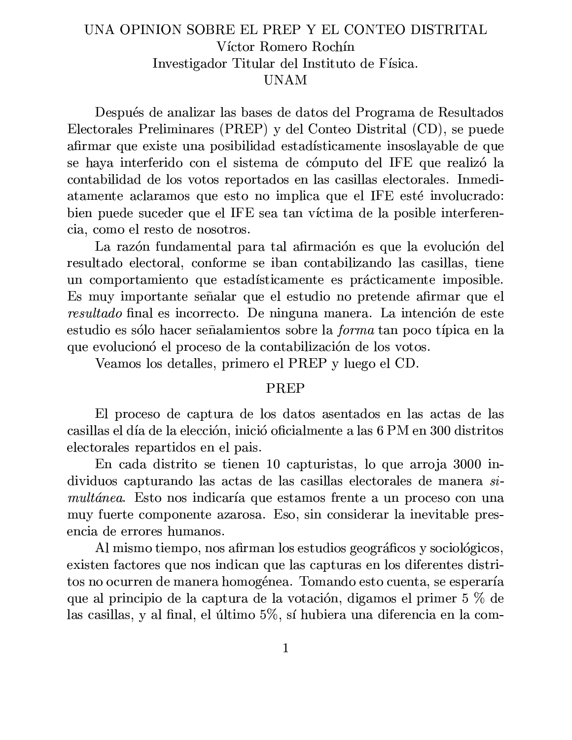# UNA OPINION SOBRE EL PREP Y EL CONTEO DISTRITAL

Víctor Romero Rochín
Investigador Titular del Instituto de Física.
UNAM

Después de analizar las bases de datos del Programa de Resultados Electorales Preliminares (PREP) y del Conteo Distrital (CD), se puede afirmar que existe una posibilidad estadísticamente insoslayable de que se haya interferido con el sistema de cómputo del IFE que realizó la contabilidad de los votos reportados en las casillas electorales. Inmediatamente aclaramos que esto no implica que el IFE esté involucrado: bien puede suceder que el IFE sea tan víctima de la posible interferencia, como el resto de nosotros.

La razón fundamental para tal afirmación es que la evolución del resultado electoral, conforme se iban contabilizando las casillas, tiene un comportamiento que estadísticamente es prácticamente imposible. Es muy importante señalar que el estudio no pretende afirmar que el *resultado* final es incorrecto. De ninguna manera. La intención de este estudio es sólo hacer señalamientos sobre la *forma* tan poco típica en la que evolucionó el proceso de la contabilización de los votos.

Veamos los detalles, primero el PREP y luego el CD.

## PREP

El proceso de captura de los datos asentados en las actas de las casillas el día de la elección, inició oficialmente a las 6 PM en 300 distritos electorales repartidos en el pais.

En cada distrito se tienen 10 capturistas, lo que arroja 3000 individuos capturando las actas de las casillas electorales de manera *simultánea*. Esto nos indicaría que estamos frente a un proceso con una muy fuerte componente azarosa. Eso, sin considerar la inevitable presencia de errores humanos.

Al mismo tiempo, nos afirman los estudios geográficos y sociológicos, existen factores que nos indican que las capturas en los diferentes distritos no ocurren de manera homogénea. Tomando esto cuenta, se esperaría que al principio de la captura de la votación, digamos el primer 5 % de las casillas, y al final, el último 5%, sí hubiera una diferencia en la com-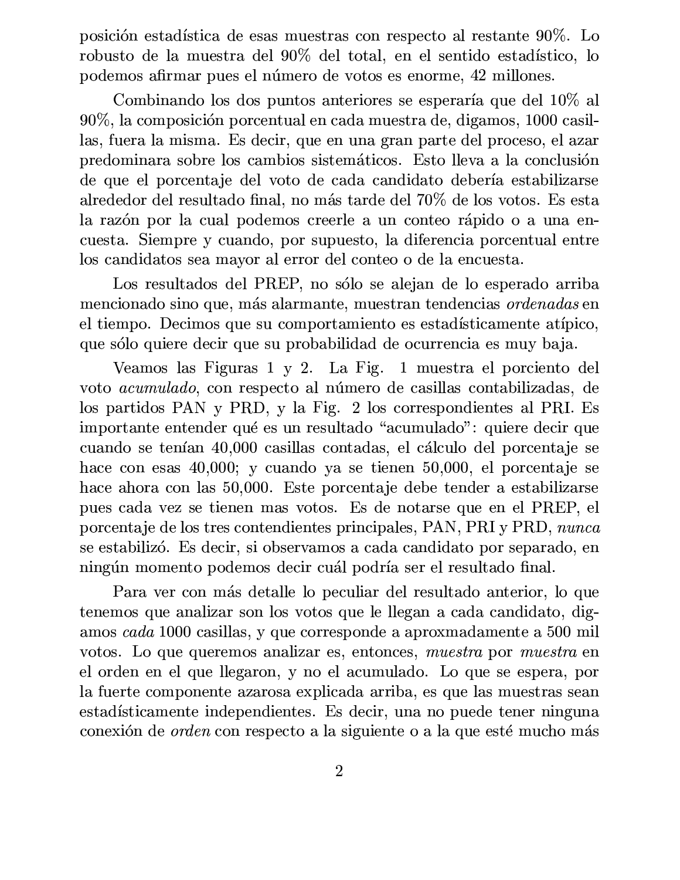posición estadística de esas muestras con respecto al restante 90%. Lo robusto de la muestra del 90% del total, en el sentido estadístico, lo podemos afirmar pues el número de votos es enorme, 42 millones.

Combinando los dos puntos anteriores se esperaría que del 10% al 90%, la composición porcentual en cada muestra de, digamos, 1000 casillas, fuera la misma. Es decir, que en una gran parte del proceso, el azar predominara sobre los cambios sistemáticos. Esto lleva a la conclusión de que el porcentaje del voto de cada candidato debería estabilizarse alrededor del resultado final, no más tarde del 70% de los votos. Es esta la razón por la cual podemos creerle a un conteo rápido o a una encuesta. Siempre y cuando, por supuesto, la diferencia porcentual entre los candidatos sea mayor al error del conteo o de la encuesta.

Los resultados del PREP, no sólo se alejan de lo esperado arriba mencionado sino que, más alarmante, muestran tendencias *ordenadas* en el tiempo. Decimos que su comportamiento es estadísticamente atípico, que sólo quiere decir que su probabilidad de ocurrencia es muy baja.

Veamos las Figuras 1 y 2. La Fig. 1 muestra el porciento del voto *acumulado*, con respecto al número de casillas contabilizadas, de los partidos PAN y PRD, y la Fig. 2 los correspondientes al PRI. Es importante entender qué es un resultado "acumulado": quiere decir que cuando se tenían 40,000 casillas contadas, el cálculo del porcentaje se hace con esas 40,000; y cuando ya se tienen 50,000, el porcentaje se hace ahora con las 50,000. Este porcentaje debe tender a estabilizarse pues cada vez se tienen mas votos. Es de notarse que en el PREP, el porcentaje de los tres contendientes principales, PAN, PRI y PRD, *nunca* se estabilizó. Es decir, si observamos a cada candidato por separado, en ningún momento podemos decir cuál podría ser el resultado final.

Para ver con más detalle lo peculiar del resultado anterior, lo que tenemos que analizar son los votos que le llegan a cada candidato, digamos *cada* 1000 casillas, y que corresponde a aproxmadamente a 500 mil votos. Lo que queremos analizar es, entonces, *muestra* por *muestra* en el orden en el que llegaron, y no el acumulado. Lo que se espera, por la fuerte componente azarosa explicada arriba, es que las muestras sean estadísticamente independientes. Es decir, una no puede tener ninguna conexión de *orden* con respecto a la siguiente o a la que esté mucho más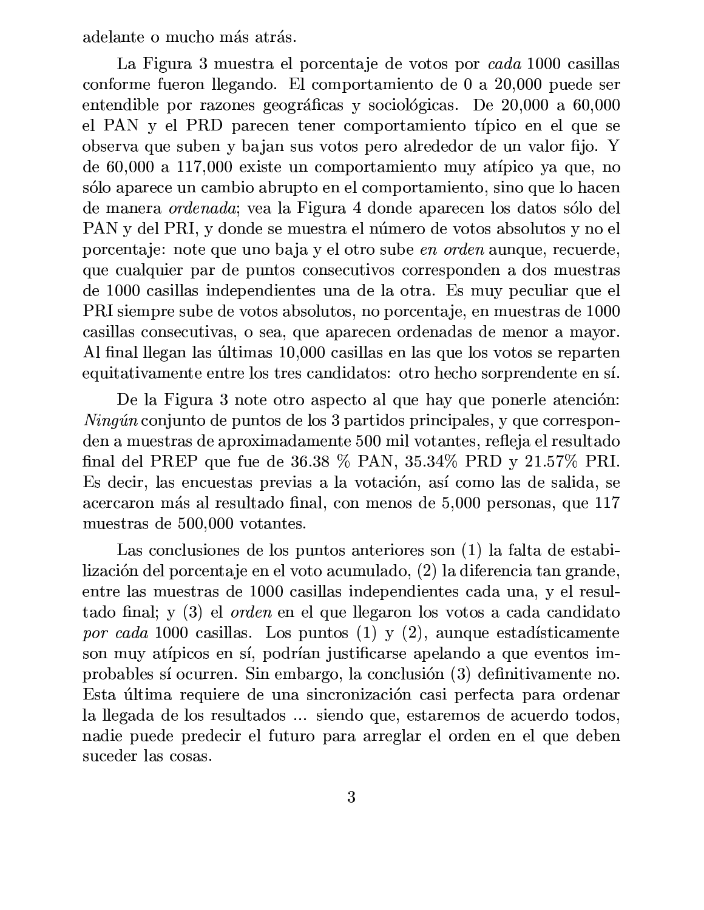adelante o mucho más atrás.

La Figura 3 muestra el porcentaje de votos por *cada* 1000 casillas conforme fueron llegando. El comportamiento de 0 a 20,000 puede ser entendible por razones geográficas y sociológicas. De 20,000 a 60,000 el PAN y el PRD parecen tener comportamiento típico en el que se observa que suben y bajan sus votos pero alrededor de un valor fijo. Y de 60,000 a 117,000 existe un comportamiento muy atípico ya que, no sólo aparece un cambio abrupto en el comportamiento, sino que lo hacen de manera *ordenada*; vea la Figura 4 donde aparecen los datos sólo del PAN y del PRI, y donde se muestra el número de votos absolutos y no el porcentaje: note que uno baja y el otro sube *en orden* aunque, recuerde, que cualquier par de puntos consecutivos corresponden a dos muestras de 1000 casillas independientes una de la otra. Es muy peculiar que el PRI siempre sube de votos absolutos, no porcentaje, en muestras de 1000 casillas consecutivas, o sea, que aparecen ordenadas de menor a mayor. Al final llegan las últimas 10,000 casillas en las que los votos se reparten equitativamente entre los tres candidatos: otro hecho sorprendente en sí.

De la Figura 3 note otro aspecto al que hay que ponerle atención: *Ningún* conjunto de puntos de los 3 partidos principales, y que corresponden a muestras de aproximadamente 500 mil votantes, refleja el resultado final del PREP que fue de 36.38 % PAN, 35.34% PRD y 21.57% PRI. Es decir, las encuestas previas a la votación, así como las de salida, se acercaron más al resultado final, con menos de 5,000 personas, que 117 muestras de 500,000 votantes.

Las conclusiones de los puntos anteriores son (1) la falta de estabilización del porcentaje en el voto acumulado, (2) la diferencia tan grande, entre las muestras de 1000 casillas independientes cada una, y el resultado final; y (3) el *orden* en el que llegaron los votos a cada candidato *por cada* 1000 casillas. Los puntos (1) y (2), aunque estadísticamente son muy atípicos en sí, podrían justificarse apelando a que eventos improbables sí ocurren. Sin embargo, la conclusión (3) definitivamente no. Esta última requiere de una sincronización casi perfecta para ordenar la llegada de los resultados ... siendo que, estaremos de acuerdo todos, nadie puede predecir el futuro para arreglar el orden en el que deben suceder las cosas.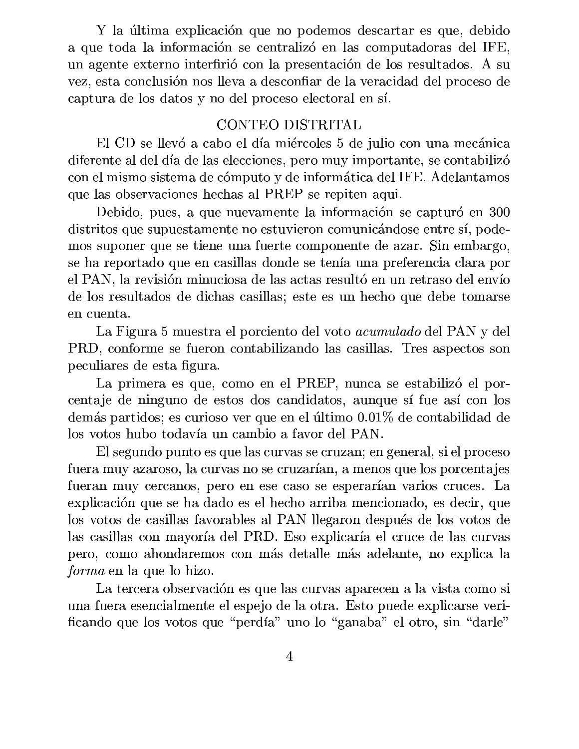Y la última explicación que no podemos descartar es que, debido a que toda la información se centralizó en las computadoras del IFE, un agente externo interfirió con la presentación de los resultados. A su vez, esta conclusión nos lleva a desconfiar de la veracidad del proceso de captura de los datos y no del proceso electoral en sí.

## CONTEO DISTRITAL

El CD se llevó a cabo el día miércoles 5 de julio con una mecánica diferente al del día de las elecciones, pero muy importante, se contabilizó con el mismo sistema de cómputo y de informática del IFE. Adelantamos que las observaciones hechas al PREP se repiten aqui.

Debido, pues, a que nuevamente la información se capturó en 300 distritos que supuestamente no estuvieron comunicándose entre sí, podemos suponer que se tiene una fuerte componente de azar. Sin embargo, se ha reportado que en casillas donde se tenía una preferencia clara por el PAN, la revisión minuciosa de las actas resultó en un retraso del envío de los resultados de dichas casillas; este es un hecho que debe tomarse en cuenta.

La Figura 5 muestra el porciento del voto *acumulado* del PAN y del PRD, conforme se fueron contabilizando las casillas. Tres aspectos son peculiares de esta figura.

La primera es que, como en el PREP, nunca se estabilizó el porcentaje de ninguno de estos dos candidatos, aunque sí fue así con los demás partidos; es curioso ver que en el último 0.01% de contabilidad de los votos hubo todavía un cambio a favor del PAN.

El segundo punto es que las curvas se cruzan; en general, si el proceso fuera muy azaroso, la curvas no se cruzarían, a menos que los porcentajes fueran muy cercanos, pero en ese caso se esperarían varios cruces. La explicación que se ha dado es el hecho arriba mencionado, es decir, que los votos de casillas favorables al PAN llegaron después de los votos de las casillas con mayoría del PRD. Eso explicaría el cruce de las curvas pero, como ahondaremos con más detalle más adelante, no explica la *forma* en la que lo hizo.

La tercera observación es que las curvas aparecen a la vista como si una fuera esencialmente el espejo de la otra. Esto puede explicarse verificando que los votos que "perdía" uno lo "ganaba" el otro, sin "darle"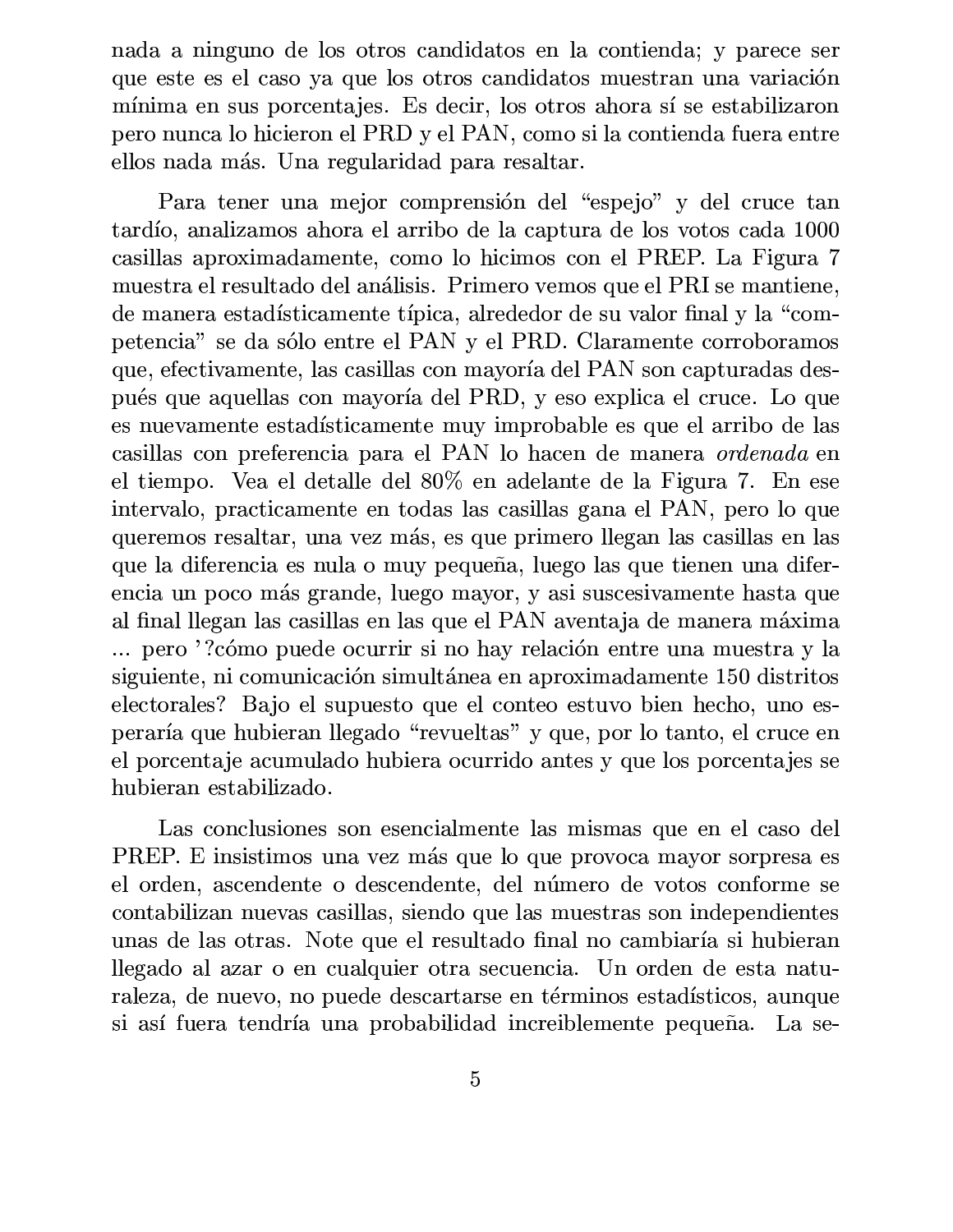nada a ninguno de los otros candidatos en la contienda; y parece ser que este es el caso ya que los otros candidatos muestran una variación mínima en sus porcentajes. Es decir, los otros ahora sí se estabilizaron pero nunca lo hicieron el PRD y el PAN, como si la contienda fuera entre ellos nada más. Una regularidad para resaltar.

Para tener una mejor comprensión del "espejo" y del cruce tan tardío, analizamos ahora el arribo de la captura de los votos cada 1000 casillas aproximadamente, como lo hicimos con el PREP. La Figura 7 muestra el resultado del análisis. Primero vemos que el PRI se mantiene, de manera estadísticamente típica, alrededor de su valor final y la "competencia" se da sólo entre el PAN y el PRD. Claramente corroboramos que, efectivamente, las casillas con mayoría del PAN son capturadas después que aquellas con mayoría del PRD, y eso explica el cruce. Lo que es nuevamente estadísticamente muy improbable es que el arribo de las casillas con preferencia para el PAN lo hacen de manera *ordenada* en el tiempo. Vea el detalle del 80% en adelante de la Figura 7. En ese intervalo, practicamente en todas las casillas gana el PAN, pero lo que queremos resaltar, una vez más, es que primero llegan las casillas en las que la diferencia es nula o muy pequeña, luego las que tienen una diferencia un poco más grande, luego mayor, y asi sucesivamente hasta que al final llegan las casillas en las que el PAN aventaja de manera máxima ... pero '?cómo puede ocurrir si no hay relación entre una muestra y la siguiente, ni comunicación simultánea en aproximadamente 150 distritos electorales? Bajo el supuesto que el conteo estuvo bien hecho, uno esperaría que hubieran llegado "revueltas" y que, por lo tanto, el cruce en el porcentaje acumulado hubiera ocurrido antes y que los porcentajes se hubieran estabilizado.

Las conclusiones son esencialmente las mismas que en el caso del PREP. E insistimos una vez más que lo que provoca mayor sorpresa es el orden, ascendente o descendente, del número de votos conforme se contabilizan nuevas casillas, siendo que las muestras son independientes unas de las otras. Note que el resultado final no cambiaría si hubieran llegado al azar o en cualquier otra secuencia. Un orden de esta naturaleza, de nuevo, no puede descartarse en términos estadísticos, aunque si así fuera tendría una probabilidad increiblemente pequeña. La se-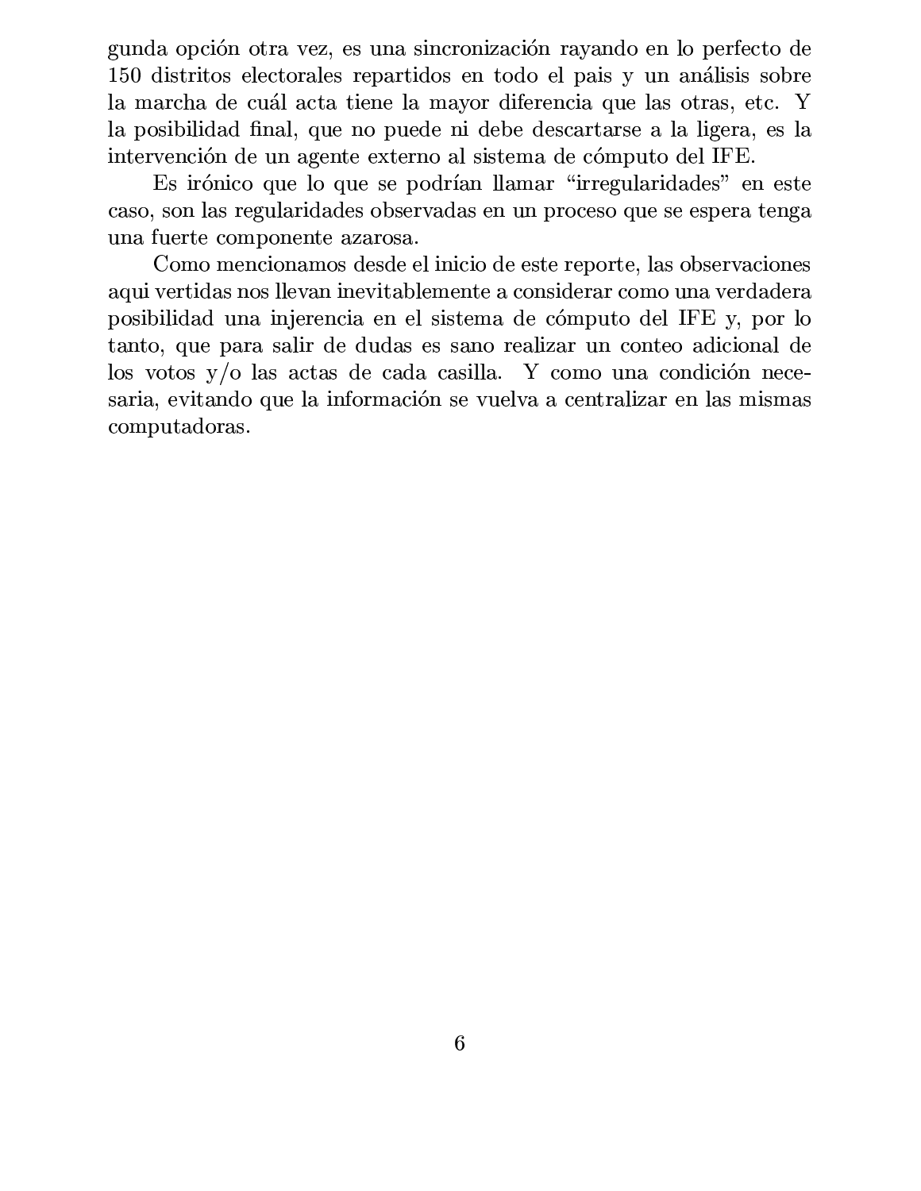gunda opción otra vez, es una sincronización rayando en lo perfecto de 150 distritos electorales repartidos en todo el pais y un análisis sobre la marcha de cuál acta tiene la mayor diferencia que las otras, etc. Y la posibilidad final, que no puede ni debe descartarse a la ligera, es la intervención de un agente externo al sistema de cómputo del IFE.

Es irónico que lo que se podrían llamar "irregularidades" en este caso, son las regularidades observadas en un proceso que se espera tenga una fuerte componente azarosa.

Como mencionamos desde el inicio de este reporte, las observaciones aqui vertidas nos llevan inevitablemente a considerar como una verdadera posibilidad una injerencia en el sistema de cómputo del IFE y, por lo tanto, que para salir de dudas es sano realizar un conteo adicional de los votos y/o las actas de cada casilla. Y como una condición necesaria, evitando que la información se vuelva a centralizar en las mismas computadoras.